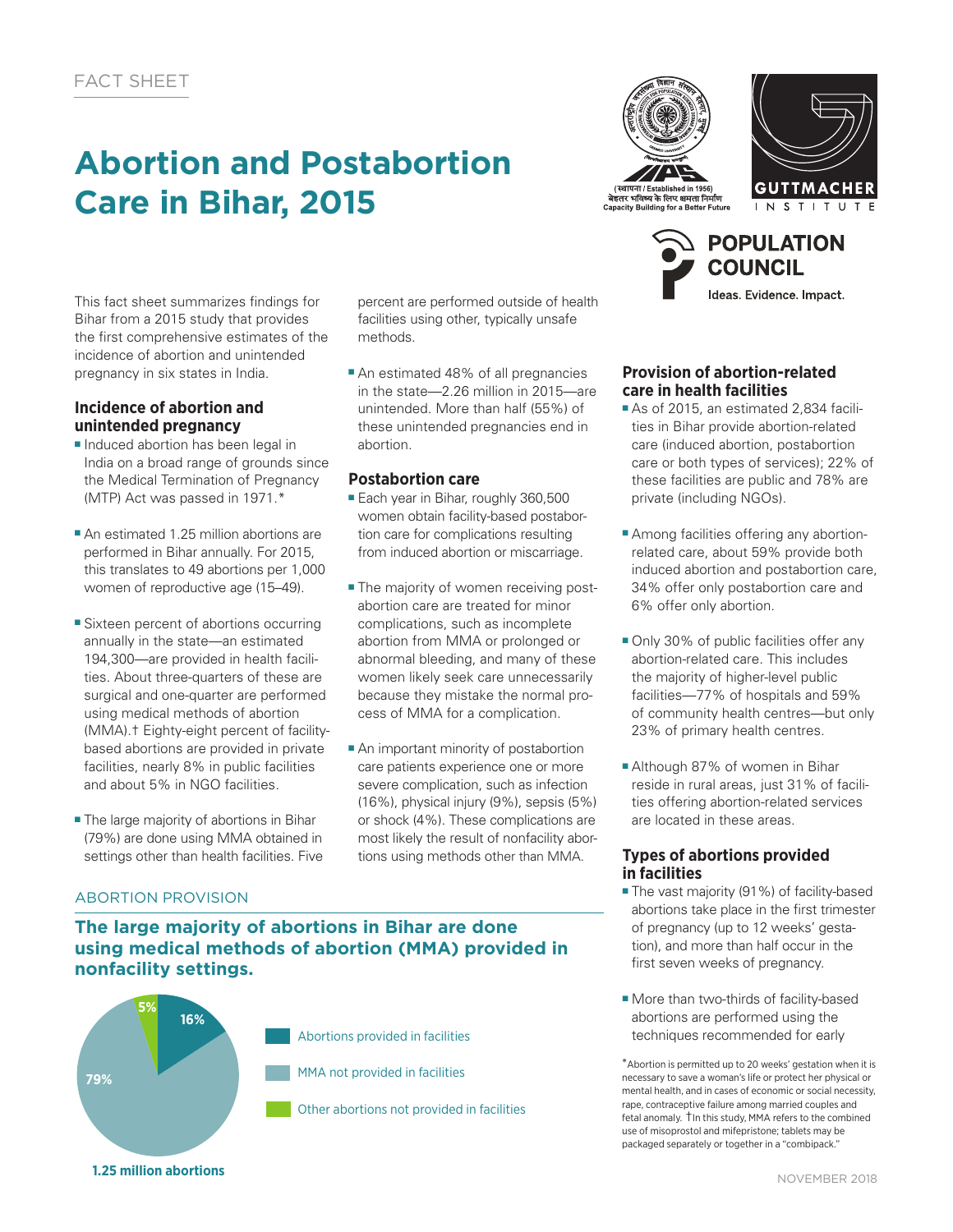FACT SHEET

# Abortion and Postabortion Care in Bihar, 2015

This fact sheet summarizes findings for Bihar from a 2015 study that provides the first comprehensive estimates of the incidence of abortion and unintended pregnancy in six states in India.

## Incidence of abortion and unintended pregnancy

- Induced abortion has been legal in India on a broad range of grounds since the Medical Termination of Pregnancy (MTP) Act was passed in 1971.*
- An estimated 1.25 million abortions are performed in Bihar annually. For 2015, this translates to 49 abortions per 1,000 women of reproductive age (15–49).
- Sixteen percent of abortions occurring annually in the state—an estimated 194,300—are provided in health facilities. About three-quarters of these are surgical and one-quarter are performed using medical methods of abortion (MMA).† Eighty-eight percent of facility-based abortions are provided in private facilities, nearly 8% in public facilities and about 5% in NGO facilities.
- The large majority of abortions in Bihar (79%) are done using MMA obtained in settings other than health facilities. Five percent are performed outside of health facilities using other, typically unsafe methods.
- An estimated 48% of all pregnancies in the state—2.26 million in 2015—are unintended. More than half (55%) of these unintended pregnancies end in abortion.

## Postabortion care

- Each year in Bihar, roughly 360,500 women obtain facility-based postabortion care for complications resulting from induced abortion or miscarriage.
- The majority of women receiving postabortion care are treated for minor complications, such as incomplete abortion from MMA or prolonged or abnormal bleeding, and many of these women likely seek care unnecessarily because they mistake the normal process of MMA for a complication.
- An important minority of postabortion care patients experience one or more severe complication, such as infection (16%), physical injury (9%), sepsis (5%) or shock (4%). These complications are most likely the result of nonfacility abortions using methods other than MMA.

ABORTION PROVISION

**The large majority of abortions in Bihar are done using medical methods of abortion (MMA) provided in nonfacility settings.**

| Category | Share |
|---|---|
| Abortions provided in facilities | 16% |
| MMA not provided in facilities | 79% |
| Other abortions not provided in facilities | 5% |

**1.25 million abortions**

## Provision of abortion-related care in health facilities

- As of 2015, an estimated 2,834 facilities in Bihar provide abortion-related care (induced abortion, postabortion care or both types of services); 22% of these facilities are public and 78% are private (including NGOs).
- Among facilities offering any abortion-related care, about 59% provide both induced abortion and postabortion care, 34% offer only postabortion care and 6% offer only abortion.
- Only 30% of public facilities offer any abortion-related care. This includes the majority of higher-level public facilities—77% of hospitals and 59% of community health centres—but only 23% of primary health centres.
- Although 87% of women in Bihar reside in rural areas, just 31% of facilities offering abortion-related services are located in these areas.

## Types of abortions provided in facilities

- The vast majority (91%) of facility-based abortions take place in the first trimester of pregnancy (up to 12 weeks' gestation), and more than half occur in the first seven weeks of pregnancy.
- More than two-thirds of facility-based abortions are performed using the techniques recommended for early

*Abortion is permitted up to 20 weeks' gestation when it is necessary to save a woman's life or protect her physical or mental health, and in cases of economic or social necessity, rape, contraceptive failure among married couples and fetal anomaly. †In this study, MMA refers to the combined use of misoprostol and mifepristone; tablets may be packaged separately or together in a "combipack."

NOVEMBER 2018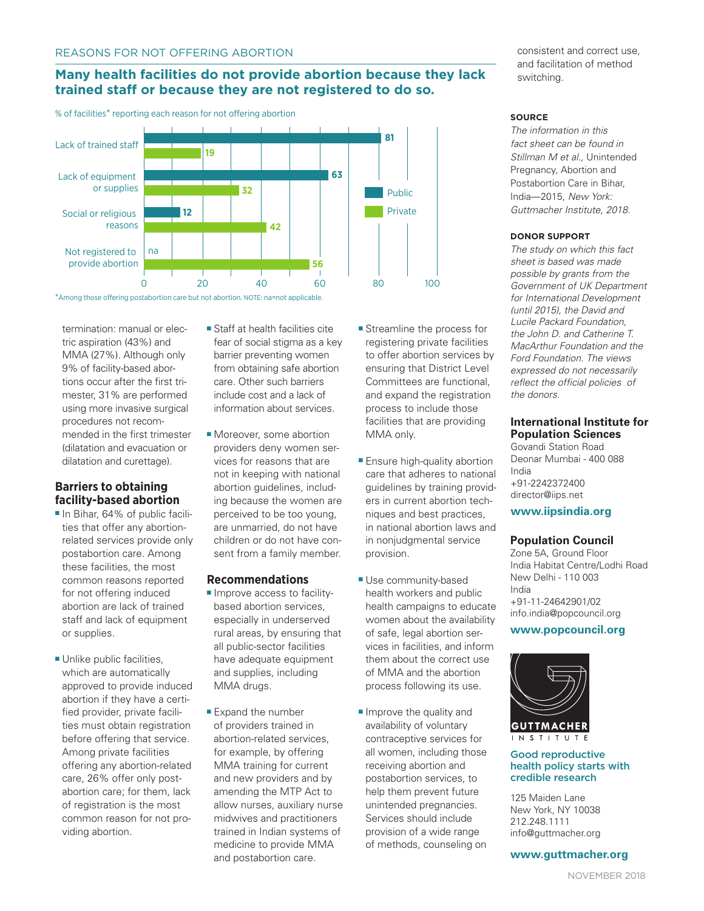REASONS FOR NOT OFFERING ABORTION

## Many health facilities do not provide abortion because they lack trained staff or because they are not registered to do so.

% of facilities* reporting each reason for not offering abortion

Lack of trained staff
81
19

Lack of equipment or supplies
63
32

Social or religious reasons
12
42

Not registered to provide abortion
na
56

0
20
40
60
80
100

Public
Private

*Among those offering postabortion care but not abortion. NOTE: na=not applicable.

termination: manual or electric aspiration (43%) and MMA (27%). Although only 9% of facility-based abortions occur after the first trimester, 31% are performed using more invasive surgical procedures not recommended in the first trimester (dilatation and evacuation or dilatation and curettage).

### Barriers to obtaining facility-based abortion

- In Bihar, 64% of public facilities that offer any abortion-related services provide only postabortion care. Among these facilities, the most common reasons reported for not offering induced abortion are lack of trained staff and lack of equipment or supplies.
- Unlike public facilities, which are automatically approved to provide induced abortion if they have a certified provider, private facilities must obtain registration before offering that service. Among private facilities offering any abortion-related care, 26% offer only postabortion care; for them, lack of registration is the most common reason for not providing abortion.
- Staff at health facilities cite fear of social stigma as a key barrier preventing women from obtaining safe abortion care. Other such barriers include cost and a lack of information about services.
- Moreover, some abortion providers deny women services for reasons that are not in keeping with national abortion guidelines, including because the women are perceived to be too young, are unmarried, do not have children or do not have consent from a family member.

### Recommendations

- Improve access to facility-based abortion services, especially in underserved rural areas, by ensuring that all public-sector facilities have adequate equipment and supplies, including MMA drugs.
- Expand the number of providers trained in abortion-related services, for example, by offering MMA training for current and new providers and by amending the MTP Act to allow nurses, auxiliary nurse midwives and practitioners trained in Indian systems of medicine to provide MMA and postabortion care.
- Streamline the process for registering private facilities to offer abortion services by ensuring that District Level Committees are functional, and expand the registration process to include those facilities that are providing MMA only.
- Ensure high-quality abortion care that adheres to national guidelines by training providers in current abortion techniques and best practices, in national abortion laws and in nonjudgmental service provision.
- Use community-based health workers and public health campaigns to educate women about the availability of safe, legal abortion services in facilities, and inform them about the correct use of MMA and the abortion process following its use.
- Improve the quality and availability of voluntary contraceptive services for all women, including those receiving abortion and postabortion services, to help them prevent future unintended pregnancies. Services should include provision of a wide range of methods, counseling on consistent and correct use, and facilitation of method switching.

**SOURCE**

*The information in this fact sheet can be found in Stillman M et al.,* Unintended Pregnancy, Abortion and Postabortion Care in Bihar, India—2015, *New York: Guttmacher Institute, 2018.*

**DONOR SUPPORT**

*The study on which this fact sheet is based was made possible by grants from the Government of UK Department for International Development (until 2015), the David and Lucile Packard Foundation, the John D. and Catherine T. MacArthur Foundation and the Ford Foundation. The views expressed do not necessarily reflect the official policies of the donors.*

**International Institute for Population Sciences**
Govandi Station Road
Deonar Mumbai - 400 088
India
+91-2242372400
director@iips.net

**www.iipsindia.org**

**Population Council**
Zone 5A, Ground Floor
India Habitat Centre/Lodhi Road
New Delhi - 110 003
India
+91-11-24642901/02
info.india@popcouncil.org

**www.popcouncil.org**

GUTTMACHER INSTITUTE

**Good reproductive health policy starts with credible research**

125 Maiden Lane
New York, NY 10038
212.248.1111
info@guttmacher.org

**www.guttmacher.org**

NOVEMBER 2018